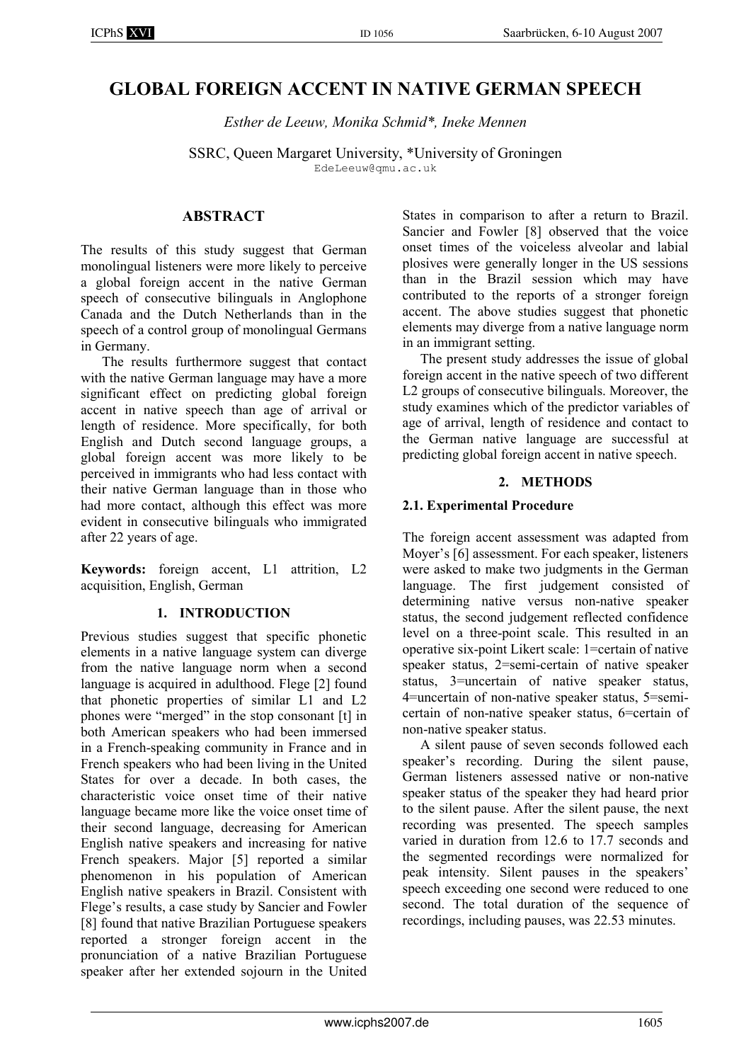# GLOBAL FOREIGN ACCENT IN NATIVE GERMAN SPEECH

*Esther de Leeuw, Monika Schmid\*, Ineke Mennen*

SSRC, Queen Margaret University, \*University of Groningen
EdeLeeuw@qmu.ac.uk

## ABSTRACT

The results of this study suggest that German monolingual listeners were more likely to perceive a global foreign accent in the native German speech of consecutive bilinguals in Anglophone Canada and the Dutch Netherlands than in the speech of a control group of monolingual Germans in Germany.

The results furthermore suggest that contact with the native German language may have a more significant effect on predicting global foreign accent in native speech than age of arrival or length of residence. More specifically, for both English and Dutch second language groups, a global foreign accent was more likely to be perceived in immigrants who had less contact with their native German language than in those who had more contact, although this effect was more evident in consecutive bilinguals who immigrated after 22 years of age.

**Keywords:** foreign accent, L1 attrition, L2 acquisition, English, German

## 1. INTRODUCTION

Previous studies suggest that specific phonetic elements in a native language system can diverge from the native language norm when a second language is acquired in adulthood. Flege [2] found that phonetic properties of similar L1 and L2 phones were "merged" in the stop consonant [t] in both American speakers who had been immersed in a French-speaking community in France and in French speakers who had been living in the United States for over a decade. In both cases, the characteristic voice onset time of their native language became more like the voice onset time of their second language, decreasing for American English native speakers and increasing for native French speakers. Major [5] reported a similar phenomenon in his population of American English native speakers in Brazil. Consistent with Flege's results, a case study by Sancier and Fowler [8] found that native Brazilian Portuguese speakers reported a stronger foreign accent in the pronunciation of a native Brazilian Portuguese speaker after her extended sojourn in the United States in comparison to after a return to Brazil. Sancier and Fowler [8] observed that the voice onset times of the voiceless alveolar and labial plosives were generally longer in the US sessions than in the Brazil session which may have contributed to the reports of a stronger foreign accent. The above studies suggest that phonetic elements may diverge from a native language norm in an immigrant setting.

The present study addresses the issue of global foreign accent in the native speech of two different L2 groups of consecutive bilinguals. Moreover, the study examines which of the predictor variables of age of arrival, length of residence and contact to the German native language are successful at predicting global foreign accent in native speech.

## 2. METHODS

### 2.1. Experimental Procedure

The foreign accent assessment was adapted from Moyer's [6] assessment. For each speaker, listeners were asked to make two judgments in the German language. The first judgement consisted of determining native versus non-native speaker status, the second judgement reflected confidence level on a three-point scale. This resulted in an operative six-point Likert scale: 1=certain of native speaker status, 2=semi-certain of native speaker status, 3=uncertain of native speaker status, 4=uncertain of non-native speaker status, 5=semi-certain of non-native speaker status, 6=certain of non-native speaker status.

A silent pause of seven seconds followed each speaker's recording. During the silent pause, German listeners assessed native or non-native speaker status of the speaker they had heard prior to the silent pause. After the silent pause, the next recording was presented. The speech samples varied in duration from 12.6 to 17.7 seconds and the segmented recordings were normalized for peak intensity. Silent pauses in the speakers' speech exceeding one second were reduced to one second. The total duration of the sequence of recordings, including pauses, was 22.53 minutes.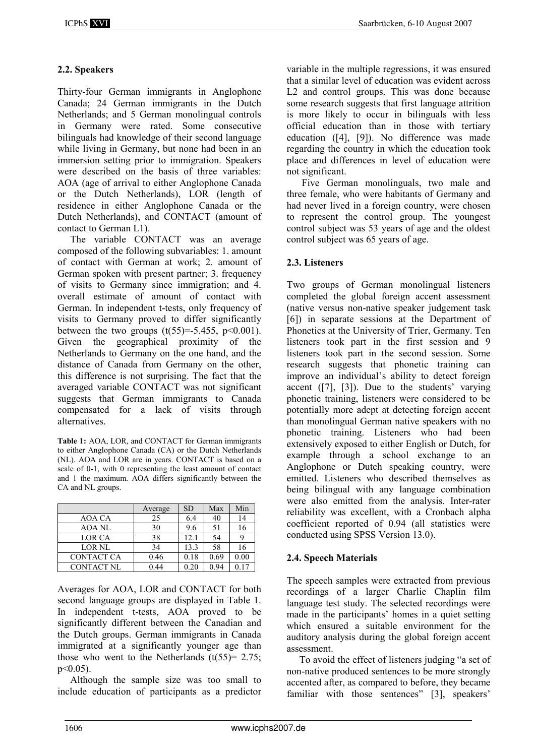### 2.2. Speakers

Thirty-four German immigrants in Anglophone Canada; 24 German immigrants in the Dutch Netherlands; and 5 German monolingual controls in Germany were rated. Some consecutive bilinguals had knowledge of their second language while living in Germany, but none had been in an immersion setting prior to immigration. Speakers were described on the basis of three variables: AOA (age of arrival to either Anglophone Canada or the Dutch Netherlands), LOR (length of residence in either Anglophone Canada or the Dutch Netherlands), and CONTACT (amount of contact to German L1).

The variable CONTACT was an average composed of the following subvariables: 1. amount of contact with German at work; 2. amount of German spoken with present partner; 3. frequency of visits to Germany since immigration; and 4. overall estimate of amount of contact with German. In independent t-tests, only frequency of visits to Germany proved to differ significantly between the two groups ($t(55)=-5.455$, $p<0.001$). Given the geographical proximity of the Netherlands to Germany on the one hand, and the distance of Canada from Germany on the other, this difference is not surprising. The fact that the averaged variable CONTACT was not significant suggests that German immigrants to Canada compensated for a lack of visits through alternatives.

**Table 1:** AOA, LOR, and CONTACT for German immigrants to either Anglophone Canada (CA) or the Dutch Netherlands (NL). AOA and LOR are in years. CONTACT is based on a scale of 0-1, with 0 representing the least amount of contact and 1 the maximum. AOA differs significantly between the CA and NL groups.

| | Average | SD | Max | Min |
|---|---|---|---|---|
| AOA CA | 25 | 6.4 | 40 | 14 |
| AOA NL | 30 | 9.6 | 51 | 16 |
| LOR CA | 38 | 12.1 | 54 | 9 |
| LOR NL | 34 | 13.3 | 58 | 16 |
| CONTACT CA | 0.46 | 0.18 | 0.69 | 0.00 |
| CONTACT NL | 0.44 | 0.20 | 0.94 | 0.17 |

Averages for AOA, LOR and CONTACT for both second language groups are displayed in Table 1. In independent t-tests, AOA proved to be significantly different between the Canadian and the Dutch groups. German immigrants in Canada immigrated at a significantly younger age than those who went to the Netherlands ($t(55)= 2.75$; $p<0.05$).

Although the sample size was too small to include education of participants as a predictor variable in the multiple regressions, it was ensured that a similar level of education was evident across L2 and control groups. This was done because some research suggests that first language attrition is more likely to occur in bilinguals with less official education than in those with tertiary education ([4], [9]). No difference was made regarding the country in which the education took place and differences in level of education were not significant.

Five German monolinguals, two male and three female, who were habitants of Germany and had never lived in a foreign country, were chosen to represent the control group. The youngest control subject was 53 years of age and the oldest control subject was 65 years of age.

### 2.3. Listeners

Two groups of German monolingual listeners completed the global foreign accent assessment (native versus non-native speaker judgement task [6]) in separate sessions at the Department of Phonetics at the University of Trier, Germany. Ten listeners took part in the first session and 9 listeners took part in the second session. Some research suggests that phonetic training can improve an individual's ability to detect foreign accent ([7], [3]). Due to the students' varying phonetic training, listeners were considered to be potentially more adept at detecting foreign accent than monolingual German native speakers with no phonetic training. Listeners who had been extensively exposed to either English or Dutch, for example through a school exchange to an Anglophone or Dutch speaking country, were emitted. Listeners who described themselves as being bilingual with any language combination were also emitted from the analysis. Inter-rater reliability was excellent, with a Cronbach alpha coefficient reported of 0.94 (all statistics were conducted using SPSS Version 13.0).

### 2.4. Speech Materials

The speech samples were extracted from previous recordings of a larger Charlie Chaplin film language test study. The selected recordings were made in the participants' homes in a quiet setting which ensured a suitable environment for the auditory analysis during the global foreign accent assessment.

To avoid the effect of listeners judging "a set of non-native produced sentences to be more strongly accented after, as compared to before, they became familiar with those sentences" [3], speakers'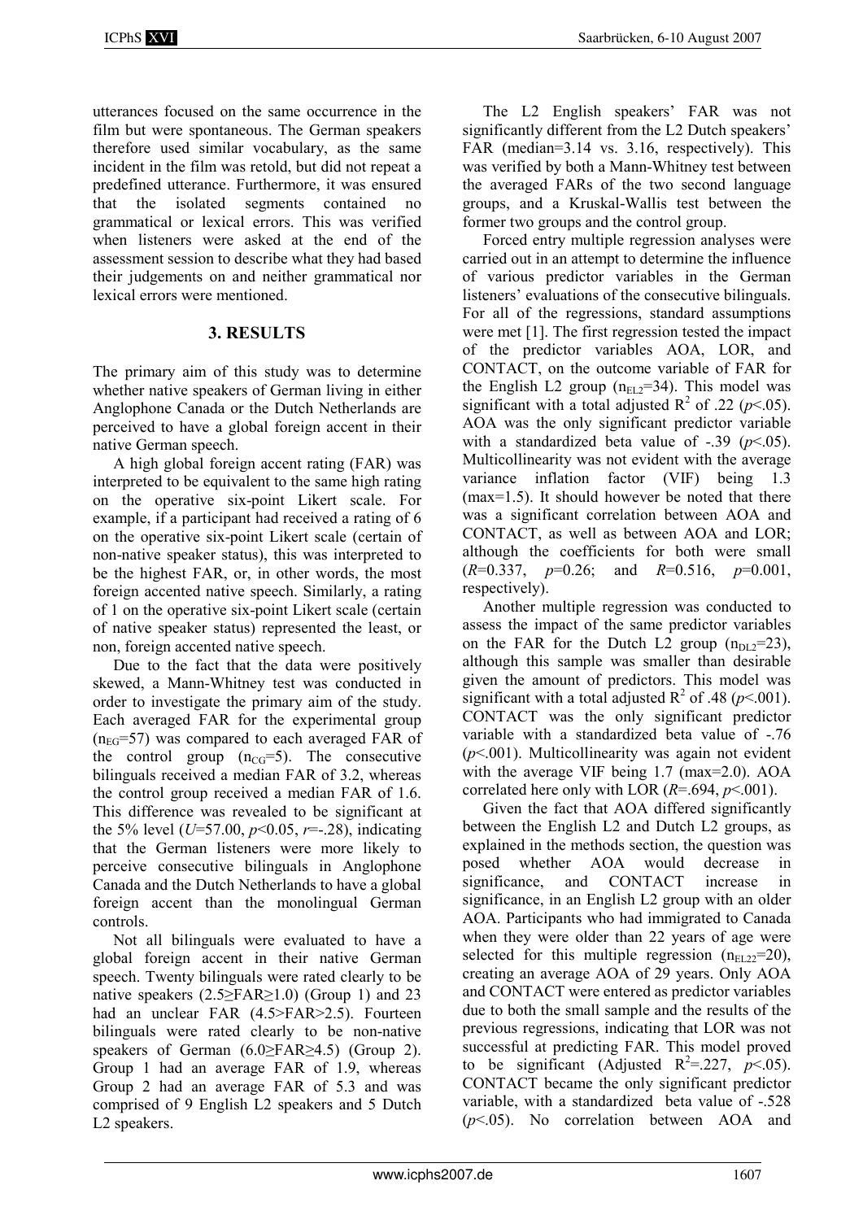utterances focused on the same occurrence in the film but were spontaneous. The German speakers therefore used similar vocabulary, as the same incident in the film was retold, but did not repeat a predefined utterance. Furthermore, it was ensured that the isolated segments contained no grammatical or lexical errors. This was verified when listeners were asked at the end of the assessment session to describe what they had based their judgements on and neither grammatical nor lexical errors were mentioned.

## 3. RESULTS

The primary aim of this study was to determine whether native speakers of German living in either Anglophone Canada or the Dutch Netherlands are perceived to have a global foreign accent in their native German speech.

A high global foreign accent rating (FAR) was interpreted to be equivalent to the same high rating on the operative six-point Likert scale. For example, if a participant had received a rating of 6 on the operative six-point Likert scale (certain of non-native speaker status), this was interpreted to be the highest FAR, or, in other words, the most foreign accented native speech. Similarly, a rating of 1 on the operative six-point Likert scale (certain of native speaker status) represented the least, or non, foreign accented native speech.

Due to the fact that the data were positively skewed, a Mann-Whitney test was conducted in order to investigate the primary aim of the study. Each averaged FAR for the experimental group ($n_{EG}$=57) was compared to each averaged FAR of the control group ($n_{CG}$=5). The consecutive bilinguals received a median FAR of 3.2, whereas the control group received a median FAR of 1.6. This difference was revealed to be significant at the 5% level ($U$=57.00, $p$<0.05, $r$=-.28), indicating that the German listeners were more likely to perceive consecutive bilinguals in Anglophone Canada and the Dutch Netherlands to have a global foreign accent than the monolingual German controls.

Not all bilinguals were evaluated to have a global foreign accent in their native German speech. Twenty bilinguals were rated clearly to be native speakers (2.5≥FAR≥1.0) (Group 1) and 23 had an unclear FAR (4.5>FAR>2.5). Fourteen bilinguals were rated clearly to be non-native speakers of German (6.0≥FAR≥4.5) (Group 2). Group 1 had an average FAR of 1.9, whereas Group 2 had an average FAR of 5.3 and was comprised of 9 English L2 speakers and 5 Dutch L2 speakers.

The L2 English speakers' FAR was not significantly different from the L2 Dutch speakers' FAR (median=3.14 vs. 3.16, respectively). This was verified by both a Mann-Whitney test between the averaged FARs of the two second language groups, and a Kruskal-Wallis test between the former two groups and the control group.

Forced entry multiple regression analyses were carried out in an attempt to determine the influence of various predictor variables in the German listeners' evaluations of the consecutive bilinguals. For all of the regressions, standard assumptions were met [1]. The first regression tested the impact of the predictor variables AOA, LOR, and CONTACT, on the outcome variable of FAR for the English L2 group ($n_{EL2}$=34). This model was significant with a total adjusted $R^2$ of .22 ($p$<.05). AOA was the only significant predictor variable with a standardized beta value of -.39 ($p$<.05). Multicollinearity was not evident with the average variance inflation factor (VIF) being 1.3 (max=1.5). It should however be noted that there was a significant correlation between AOA and CONTACT, as well as between AOA and LOR; although the coefficients for both were small ($R$=0.337, $p$=0.26; and $R$=0.516, $p$=0.001, respectively).

Another multiple regression was conducted to assess the impact of the same predictor variables on the FAR for the Dutch L2 group ($n_{DL2}$=23), although this sample was smaller than desirable given the amount of predictors. This model was significant with a total adjusted $R^2$ of .48 ($p$<.001). CONTACT was the only significant predictor variable with a standardized beta value of -.76 ($p$<.001). Multicollinearity was again not evident with the average VIF being 1.7 (max=2.0). AOA correlated here only with LOR ($R$=.694, $p$<.001).

Given the fact that AOA differed significantly between the English L2 and Dutch L2 groups, as explained in the methods section, the question was posed whether AOA would decrease in significance, and CONTACT increase in significance, in an English L2 group with an older AOA. Participants who had immigrated to Canada when they were older than 22 years of age were selected for this multiple regression ($n_{EL22}$=20), creating an average AOA of 29 years. Only AOA and CONTACT were entered as predictor variables due to both the small sample and the results of the previous regressions, indicating that LOR was not successful at predicting FAR. This model proved to be significant (Adjusted $R^2$=.227, $p$<.05). CONTACT became the only significant predictor variable, with a standardized beta value of -.528 ($p$<.05). No correlation between AOA and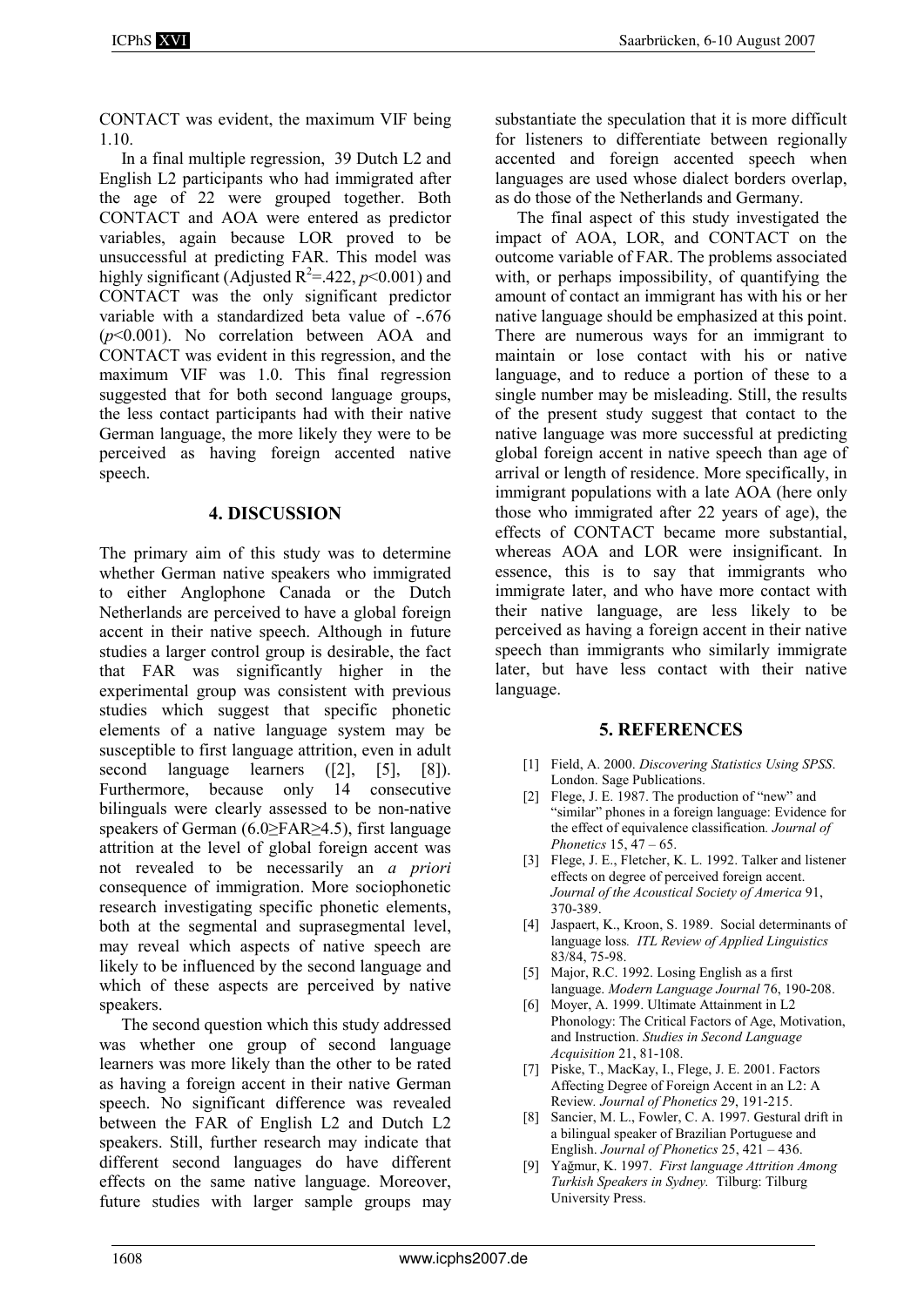CONTACT was evident, the maximum VIF being 1.10.

In a final multiple regression, 39 Dutch L2 and English L2 participants who had immigrated after the age of 22 were grouped together. Both CONTACT and AOA were entered as predictor variables, again because LOR proved to be unsuccessful at predicting FAR. This model was highly significant (Adjusted $R^2$=.422, $p$<0.001) and CONTACT was the only significant predictor variable with a standardized beta value of -.676 ($p$<0.001). No correlation between AOA and CONTACT was evident in this regression, and the maximum VIF was 1.0. This final regression suggested that for both second language groups, the less contact participants had with their native German language, the more likely they were to be perceived as having foreign accented native speech.

## 4. DISCUSSION

The primary aim of this study was to determine whether German native speakers who immigrated to either Anglophone Canada or the Dutch Netherlands are perceived to have a global foreign accent in their native speech. Although in future studies a larger control group is desirable, the fact that FAR was significantly higher in the experimental group was consistent with previous studies which suggest that specific phonetic elements of a native language system may be susceptible to first language attrition, even in adult second language learners ([2], [5], [8]). Furthermore, because only 14 consecutive bilinguals were clearly assessed to be non-native speakers of German (6.0≥FAR≥4.5), first language attrition at the level of global foreign accent was not revealed to be necessarily an *a priori* consequence of immigration. More sociophonetic research investigating specific phonetic elements, both at the segmental and suprasegmental level, may reveal which aspects of native speech are likely to be influenced by the second language and which of these aspects are perceived by native speakers.

The second question which this study addressed was whether one group of second language learners was more likely than the other to be rated as having a foreign accent in their native German speech. No significant difference was revealed between the FAR of English L2 and Dutch L2 speakers. Still, further research may indicate that different second languages do have different effects on the same native language. Moreover, future studies with larger sample groups may substantiate the speculation that it is more difficult for listeners to differentiate between regionally accented and foreign accented speech when languages are used whose dialect borders overlap, as do those of the Netherlands and Germany.

The final aspect of this study investigated the impact of AOA, LOR, and CONTACT on the outcome variable of FAR. The problems associated with, or perhaps impossibility, of quantifying the amount of contact an immigrant has with his or her native language should be emphasized at this point. There are numerous ways for an immigrant to maintain or lose contact with his or native language, and to reduce a portion of these to a single number may be misleading. Still, the results of the present study suggest that contact to the native language was more successful at predicting global foreign accent in native speech than age of arrival or length of residence. More specifically, in immigrant populations with a late AOA (here only those who immigrated after 22 years of age), the effects of CONTACT became more substantial, whereas AOA and LOR were insignificant. In essence, this is to say that immigrants who immigrate later, and who have more contact with their native language, are less likely to be perceived as having a foreign accent in their native speech than immigrants who similarly immigrate later, but have less contact with their native language.

## 5. REFERENCES

[1] Field, A. 2000. *Discovering Statistics Using SPSS*. London. Sage Publications.

[2] Flege, J. E. 1987. The production of "new" and "similar" phones in a foreign language: Evidence for the effect of equivalence classification. *Journal of Phonetics* 15, 47 – 65.

[3] Flege, J. E., Fletcher, K. L. 1992. Talker and listener effects on degree of perceived foreign accent. *Journal of the Acoustical Society of America* 91, 370-389.

[4] Jaspaert, K., Kroon, S. 1989. Social determinants of language loss. *ITL Review of Applied Linguistics* 83/84, 75-98.

[5] Major, R.C. 1992. Losing English as a first language. *Modern Language Journal* 76, 190-208.

[6] Moyer, A. 1999. Ultimate Attainment in L2 Phonology: The Critical Factors of Age, Motivation, and Instruction. *Studies in Second Language Acquisition* 21, 81-108.

[7] Piske, T., MacKay, I., Flege, J. E. 2001. Factors Affecting Degree of Foreign Accent in an L2: A Review. *Journal of Phonetics* 29, 191-215.

[8] Sancier, M. L., Fowler, C. A. 1997. Gestural drift in a bilingual speaker of Brazilian Portuguese and English. *Journal of Phonetics* 25, 421 – 436.

[9] Yağmur, K. 1997. *First language Attrition Among Turkish Speakers in Sydney.* Tilburg: Tilburg University Press.